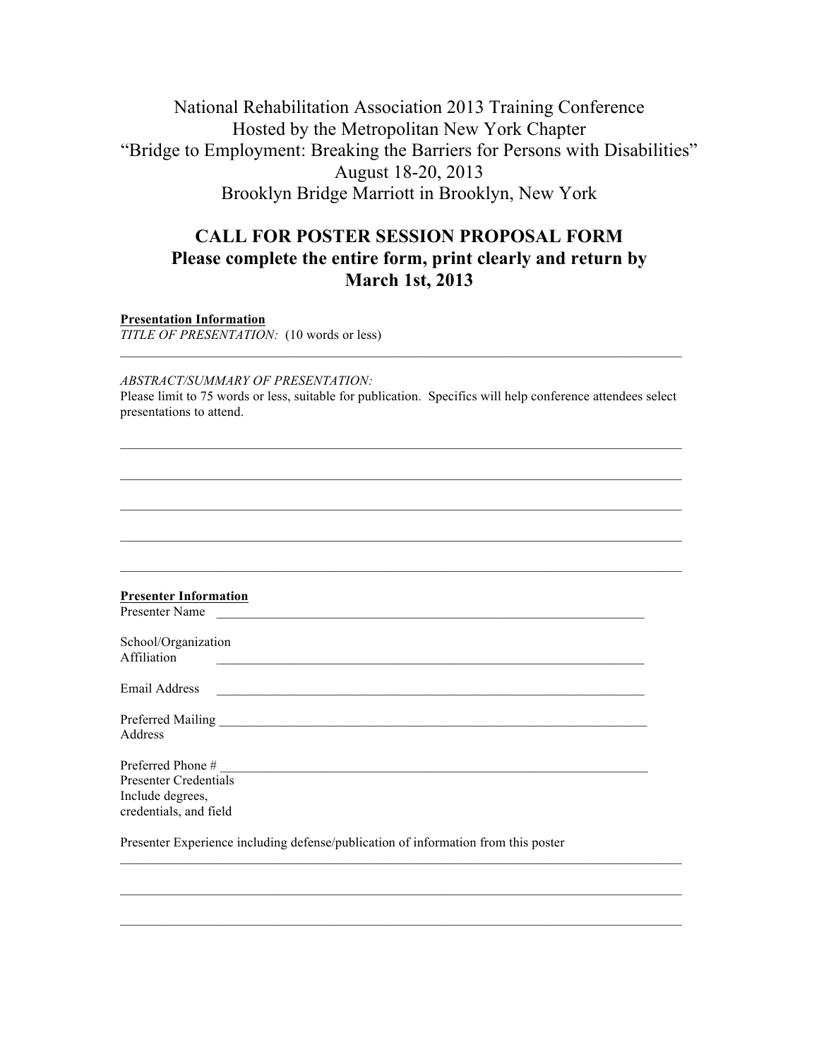National Rehabilitation Association 2013 Training Conference
Hosted by the Metropolitan New York Chapter
"Bridge to Employment: Breaking the Barriers for Persons with Disabilities"
August 18-20, 2013
Brooklyn Bridge Marriott in Brooklyn, New York

## CALL FOR POSTER SESSION PROPOSAL FORM
## Please complete the entire form, print clearly and return by March 1st, 2013

**Presentation Information**

*TITLE OF PRESENTATION:* (10 words or less)

___________________________________________________________________________

*ABSTRACT/SUMMARY OF PRESENTATION:*

Please limit to 75 words or less, suitable for publication. Specifics will help conference attendees select presentations to attend.

___________________________________________________________________________

___________________________________________________________________________

___________________________________________________________________________

___________________________________________________________________________

___________________________________________________________________________

**Presenter Information**

Presenter Name ___________________________________________________________

School/Organization Affiliation ___________________________________________________________

Email Address ___________________________________________________________

Preferred Mailing Address ___________________________________________________________

Preferred Phone # ___________________________________________________________

Presenter Credentials
Include degrees, credentials, and field

Presenter Experience including defense/publication of information from this poster

___________________________________________________________________________

___________________________________________________________________________

___________________________________________________________________________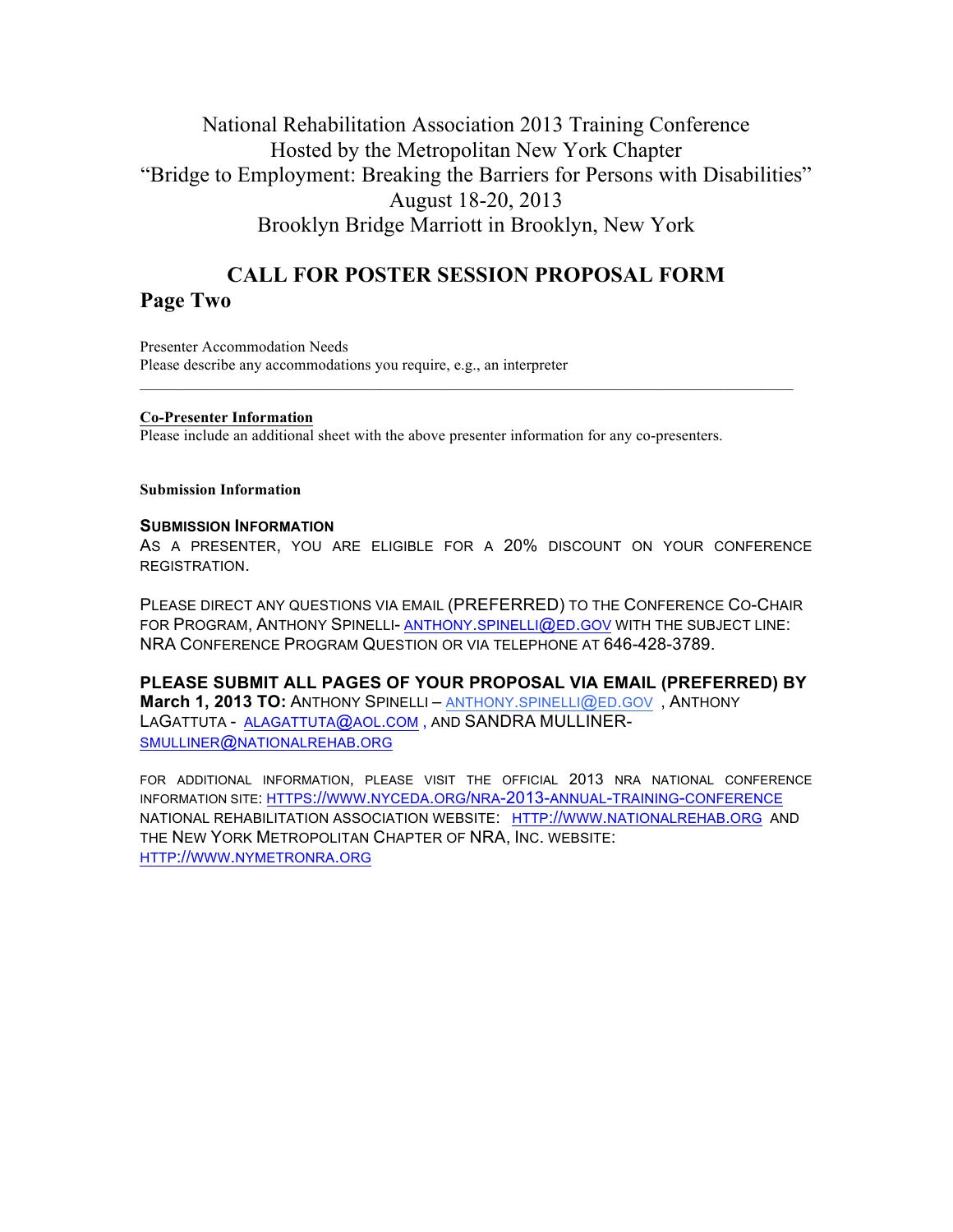National Rehabilitation Association 2013 Training Conference
Hosted by the Metropolitan New York Chapter
"Bridge to Employment: Breaking the Barriers for Persons with Disabilities"
August 18-20, 2013
Brooklyn Bridge Marriott in Brooklyn, New York

## CALL FOR POSTER SESSION PROPOSAL FORM

## Page Two

Presenter Accommodation Needs
Please describe any accommodations you require, e.g., an interpreter

---

**Co-Presenter Information**
Please include an additional sheet with the above presenter information for any co-presenters.

**Submission Information**

**SUBMISSION INFORMATION**
AS A PRESENTER, YOU ARE ELIGIBLE FOR A 20% DISCOUNT ON YOUR CONFERENCE REGISTRATION.

PLEASE DIRECT ANY QUESTIONS VIA EMAIL (PREFERRED) TO THE CONFERENCE CO-CHAIR FOR PROGRAM, ANTHONY SPINELLI- ANTHONY.SPINELLI@ED.GOV WITH THE SUBJECT LINE: NRA CONFERENCE PROGRAM QUESTION OR VIA TELEPHONE AT 646-428-3789.

**PLEASE SUBMIT ALL PAGES OF YOUR PROPOSAL VIA EMAIL (PREFERRED) BY March 1, 2013 TO:** ANTHONY SPINELLI – ANTHONY.SPINELLI@ED.GOV , ANTHONY LAGATTUTA - ALAGATTUTA@AOL.COM , AND SANDRA MULLINER- SMULLINER@NATIONALREHAB.ORG

FOR ADDITIONAL INFORMATION, PLEASE VISIT THE OFFICIAL 2013 NRA NATIONAL CONFERENCE INFORMATION SITE: HTTPS://WWW.NYCEDA.ORG/NRA-2013-ANNUAL-TRAINING-CONFERENCE NATIONAL REHABILITATION ASSOCIATION WEBSITE: HTTP://WWW.NATIONALREHAB.ORG AND THE NEW YORK METROPOLITAN CHAPTER OF NRA, INC. WEBSITE: HTTP://WWW.NYMETRONRA.ORG